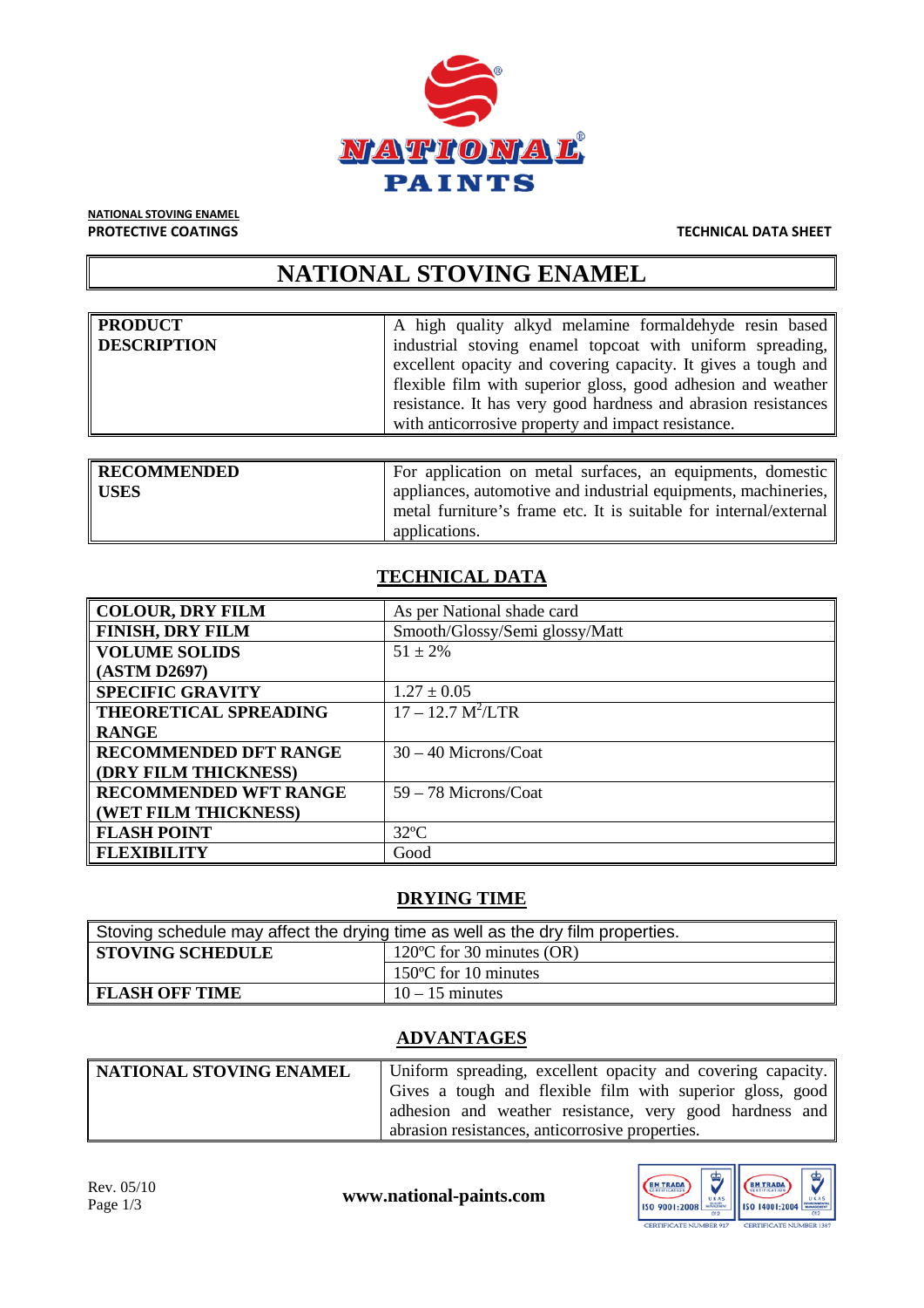**NATIONAL STOVING ENAMEL**

**PROTECTIVE COATINGS** **TECHNICAL DATA SHEET**

# NATIONAL STOVING ENAMEL

| **PRODUCT DESCRIPTION** | A high quality alkyd melamine formaldehyde resin based industrial stoving enamel topcoat with uniform spreading, excellent opacity and covering capacity. It gives a tough and flexible film with superior gloss, good adhesion and weather resistance. It has very good hardness and abrasion resistances with anticorrosive property and impact resistance. |
|---|---|

| **RECOMMENDED USES** | For application on metal surfaces, an equipments, domestic appliances, automotive and industrial equipments, machineries, metal furniture's frame etc. It is suitable for internal/external applications. |
|---|---|

## TECHNICAL DATA

| | |
|---|---|
| **COLOUR, DRY FILM** | As per National shade card |
| **FINISH, DRY FILM** | Smooth/Glossy/Semi glossy/Matt |
| **VOLUME SOLIDS (ASTM D2697)** | 51 ± 2% |
| **SPECIFIC GRAVITY** | 1.27 ± 0.05 |
| **THEORETICAL SPREADING RANGE** | 17 – 12.7 $M^2$/LTR |
| **RECOMMENDED DFT RANGE (DRY FILM THICKNESS)** | 30 – 40 Microns/Coat |
| **RECOMMENDED WFT RANGE (WET FILM THICKNESS)** | 59 – 78 Microns/Coat |
| **FLASH POINT** | 32ºC |
| **FLEXIBILITY** | Good |

## DRYING TIME

| Stoving schedule may affect the drying time as well as the dry film properties. | |
|---|---|
| **STOVING SCHEDULE** | 120ºC for 30 minutes (OR) |
| | 150ºC for 10 minutes |
| **FLASH OFF TIME** | 10 – 15 minutes |

## ADVANTAGES

| **NATIONAL STOVING ENAMEL** | Uniform spreading, excellent opacity and covering capacity. Gives a tough and flexible film with superior gloss, good adhesion and weather resistance, very good hardness and abrasion resistances, anticorrosive properties. |
|---|---|

Rev. 05/10

**www.national-paints.com**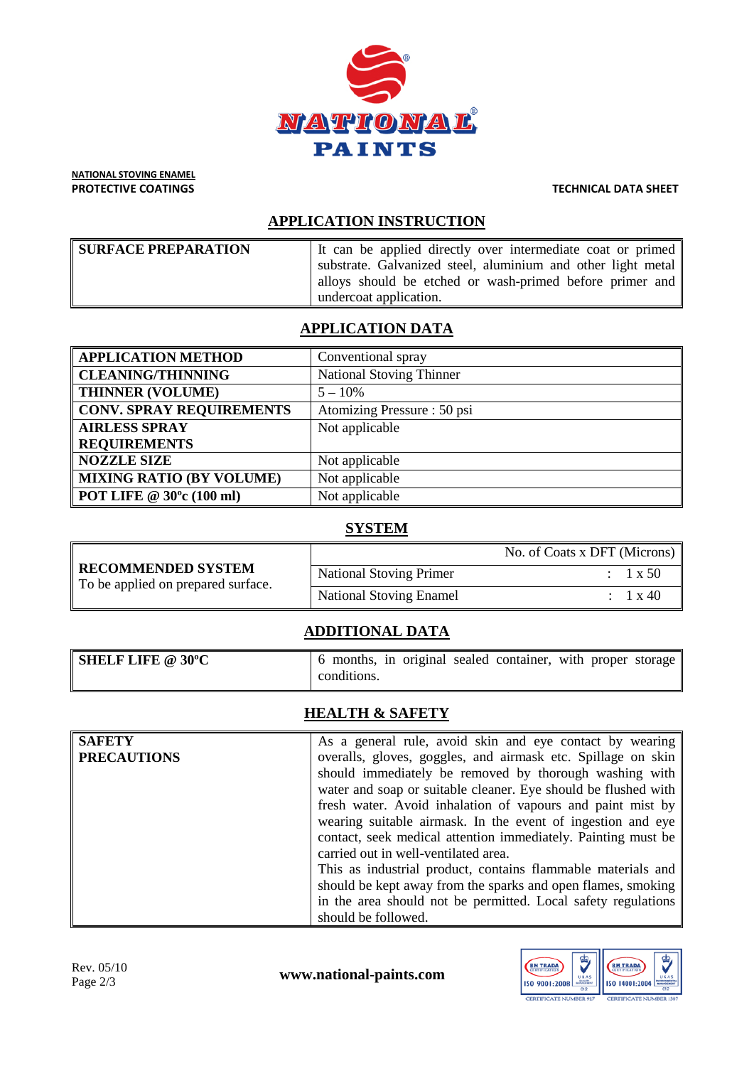**NATIONAL STOVING ENAMEL**
**PROTECTIVE COATINGS**

**TECHNICAL DATA SHEET**

## APPLICATION INSTRUCTION

| | |
|---|---|
| **SURFACE PREPARATION** | It can be applied directly over intermediate coat or primed substrate. Galvanized steel, aluminium and other light metal alloys should be etched or wash-primed before primer and undercoat application. |

## APPLICATION DATA

| | |
|---|---|
| **APPLICATION METHOD** | Conventional spray |
| **CLEANING/THINNING** | National Stoving Thinner |
| **THINNER (VOLUME)** | 5 – 10% |
| **CONV. SPRAY REQUIREMENTS** | Atomizing Pressure : 50 psi |
| **AIRLESS SPRAY REQUIREMENTS** | Not applicable |
| **NOZZLE SIZE** | Not applicable |
| **MIXING RATIO (BY VOLUME)** | Not applicable |
| **POT LIFE @ 30ºc (100 ml)** | Not applicable |

## SYSTEM

| | | |
|---|---|---|
| **RECOMMENDED SYSTEM** To be applied on prepared surface. | | No. of Coats x DFT (Microns) |
| | National Stoving Primer | : 1 x 50 |
| | National Stoving Enamel | : 1 x 40 |

## ADDITIONAL DATA

| | |
|---|---|
| **SHELF LIFE @ 30ºC** | 6 months, in original sealed container, with proper storage conditions. |

## HEALTH & SAFETY

| | |
|---|---|
| **SAFETY PRECAUTIONS** | As a general rule, avoid skin and eye contact by wearing overalls, gloves, goggles, and airmask etc. Spillage on skin should immediately be removed by thorough washing with water and soap or suitable cleaner. Eye should be flushed with fresh water. Avoid inhalation of vapours and paint mist by wearing suitable airmask. In the event of ingestion and eye contact, seek medical attention immediately. Painting must be carried out in well-ventilated area.<br>This as industrial product, contains flammable materials and should be kept away from the sparks and open flames, smoking in the area should not be permitted. Local safety regulations should be followed. |

Rev. 05/10

**www.national-paints.com**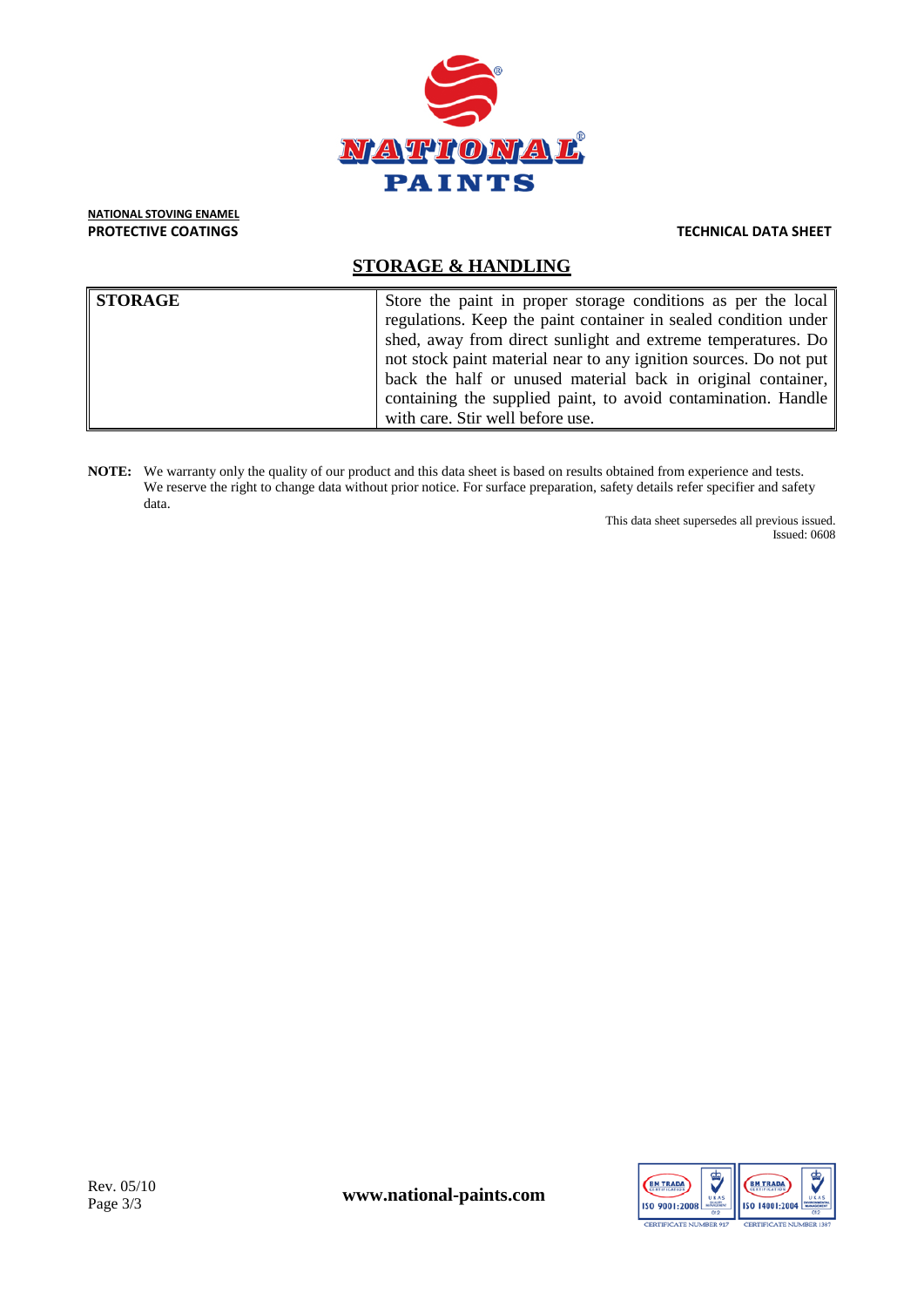**NATIONAL STOVING ENAMEL**
**PROTECTIVE COATINGS**

**TECHNICAL DATA SHEET**

## STORAGE & HANDLING

| | |
|---|---|
| **STORAGE** | Store the paint in proper storage conditions as per the local regulations. Keep the paint container in sealed condition under shed, away from direct sunlight and extreme temperatures. Do not stock paint material near to any ignition sources. Do not put back the half or unused material back in original container, containing the supplied paint, to avoid contamination. Handle with care. Stir well before use. |

**NOTE:** We warranty only the quality of our product and this data sheet is based on results obtained from experience and tests. We reserve the right to change data without prior notice. For surface preparation, safety details refer specifier and safety data.

This data sheet supersedes all previous issued.
Issued: 0608

Rev. 05/10

**www.national-paints.com**

ISO 9001:2008 CERTIFICATE NUMBER 917
ISO 14001:2004 CERTIFICATE NUMBER 1387